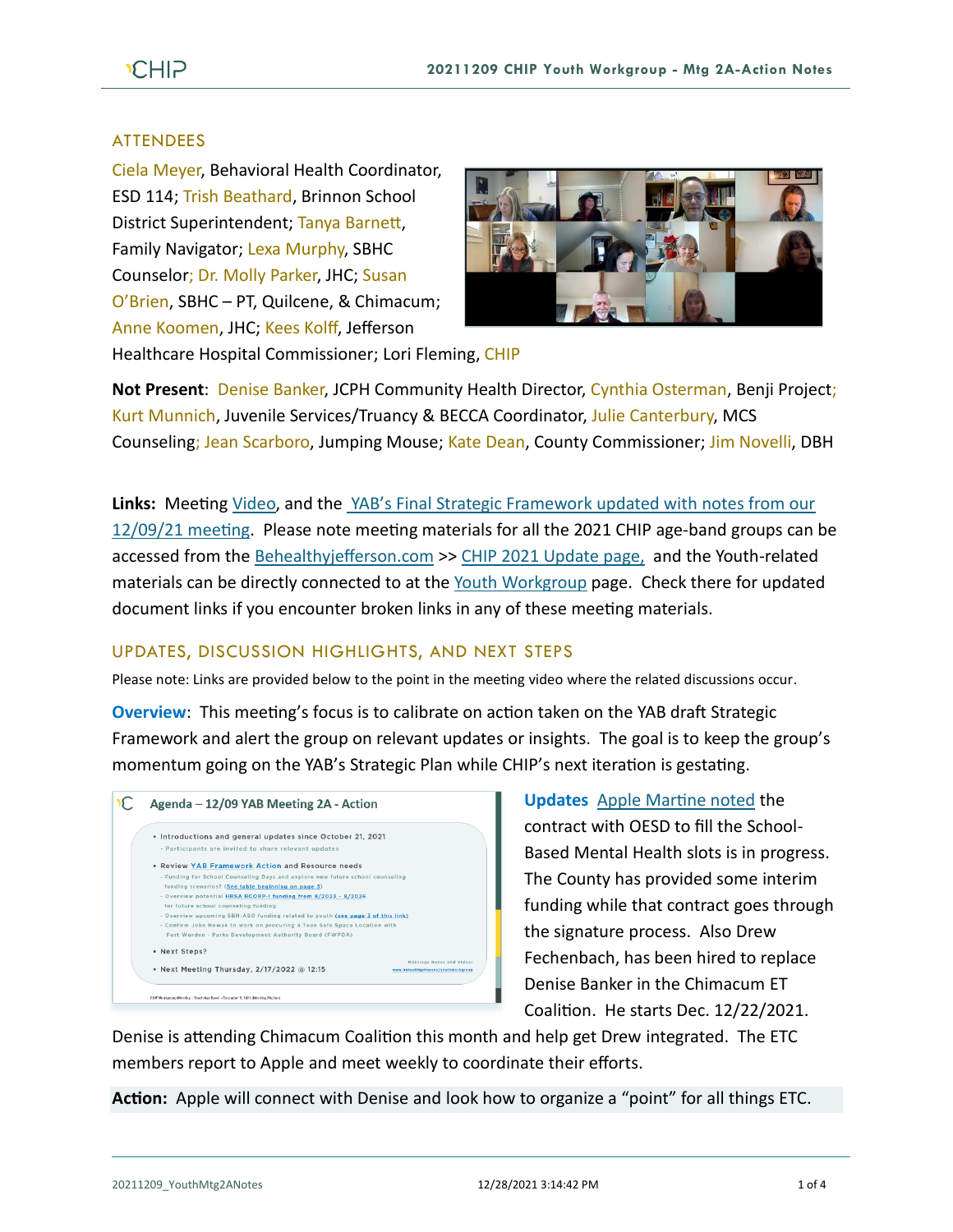## ATTENDEES

Ciela Meyer, Behavioral Health Coordinator, ESD 114; Trish Beathard, Brinnon School District Superintendent; Tanya Barnett, Family Navigator; Lexa Murphy, SBHC Counselor; Dr. Molly Parker, JHC; Susan O'Brien, SBHC – PT, Quilcene, & Chimacum; Anne Koomen, JHC; Kees Kolff, Jefferson Healthcare Hospital Commissioner; Lori Fleming, CHIP

**Not Present**: Denise Banker, JCPH Community Health Director, Cynthia Osterman, Benji Project; Kurt Munnich, Juvenile Services/Truancy & BECCA Coordinator, Julie Canterbury, MCS Counseling; Jean Scarboro, Jumping Mouse; Kate Dean, County Commissioner; Jim Novelli, DBH

**Links:** Meeting Video, and the YAB's Final Strategic Framework updated with notes from our 12/09/21 meeting. Please note meeting materials for all the 2021 CHIP age-band groups can be accessed from the Behealthyjefferson.com >> CHIP 2021 Update page, and the Youth-related materials can be directly connected to at the Youth Workgroup page. Check there for updated document links if you encounter broken links in any of these meeting materials.

## UPDATES, DISCUSSION HIGHLIGHTS, AND NEXT STEPS

Please note: Links are provided below to the point in the meeting video where the related discussions occur.

**Overview**: This meeting's focus is to calibrate on action taken on the YAB draft Strategic Framework and alert the group on relevant updates or insights. The goal is to keep the group's momentum going on the YAB's Strategic Plan while CHIP's next iteration is gestating.

Agenda – 12/09 YAB Meeting 2A - Action

- Introductions and general updates since October 21, 2021
  - Participants are invited to share relevant updates
- Review YAB Framework Action and Resource needs
  - Funding for School Counseling Days and explore new future school counseling funding scenarios? (See table beginning on page 3)
  - Overview potential HRSA RCORP-I funding from 9/2022 - 8/2026 for future school counseling funding
  - Overview upcoming SBH-ASO funding related to youth (see page 2 of this link)
  - Confirm John Nowak to work on procuring a Teen Safe Space location with Fort Worden - Parks Development Authority Board (FWPDA)
- Next Steps?
- Next Meeting Thursday, 2/17/2022 @ 12:15

**Updates** Apple Martine noted the contract with OESD to fill the School-Based Mental Health slots is in progress. The County has provided some interim funding while that contract goes through the signature process. Also Drew Fechenbach, has been hired to replace Denise Banker in the Chimacum ET Coalition. He starts Dec. 12/22/2021. Denise is attending Chimacum Coalition this month and help get Drew integrated. The ETC members report to Apple and meet weekly to coordinate their efforts.

**Action:** Apple will connect with Denise and look how to organize a "point" for all things ETC.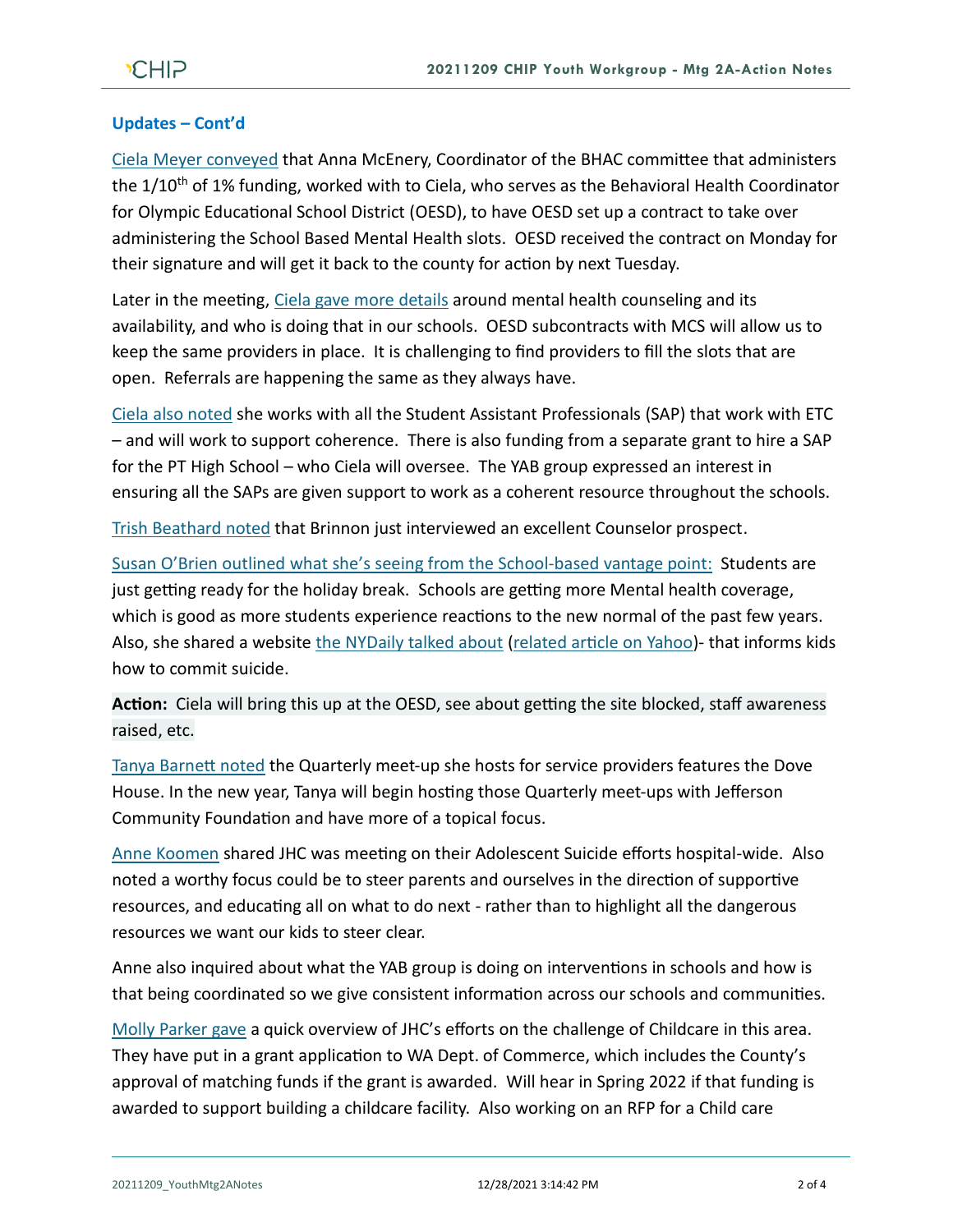### Updates – Cont'd

Ciela Meyer conveyed that Anna McEnery, Coordinator of the BHAC committee that administers the 1/10th of 1% funding, worked with to Ciela, who serves as the Behavioral Health Coordinator for Olympic Educational School District (OESD), to have OESD set up a contract to take over administering the School Based Mental Health slots. OESD received the contract on Monday for their signature and will get it back to the county for action by next Tuesday.

Later in the meeting, Ciela gave more details around mental health counseling and its availability, and who is doing that in our schools. OESD subcontracts with MCS will allow us to keep the same providers in place. It is challenging to find providers to fill the slots that are open. Referrals are happening the same as they always have.

Ciela also noted she works with all the Student Assistant Professionals (SAP) that work with ETC – and will work to support coherence. There is also funding from a separate grant to hire a SAP for the PT High School – who Ciela will oversee. The YAB group expressed an interest in ensuring all the SAPs are given support to work as a coherent resource throughout the schools.

Trish Beathard noted that Brinnon just interviewed an excellent Counselor prospect.

Susan O'Brien outlined what she's seeing from the School-based vantage point: Students are just getting ready for the holiday break. Schools are getting more Mental health coverage, which is good as more students experience reactions to the new normal of the past few years. Also, she shared a website the NYDaily talked about (related article on Yahoo)- that informs kids how to commit suicide.

**Action:** Ciela will bring this up at the OESD, see about getting the site blocked, staff awareness raised, etc.

Tanya Barnett noted the Quarterly meet-up she hosts for service providers features the Dove House. In the new year, Tanya will begin hosting those Quarterly meet-ups with Jefferson Community Foundation and have more of a topical focus.

Anne Koomen shared JHC was meeting on their Adolescent Suicide efforts hospital-wide. Also noted a worthy focus could be to steer parents and ourselves in the direction of supportive resources, and educating all on what to do next - rather than to highlight all the dangerous resources we want our kids to steer clear.

Anne also inquired about what the YAB group is doing on interventions in schools and how is that being coordinated so we give consistent information across our schools and communities.

Molly Parker gave a quick overview of JHC's efforts on the challenge of Childcare in this area. They have put in a grant application to WA Dept. of Commerce, which includes the County's approval of matching funds if the grant is awarded. Will hear in Spring 2022 if that funding is awarded to support building a childcare facility. Also working on an RFP for a Child care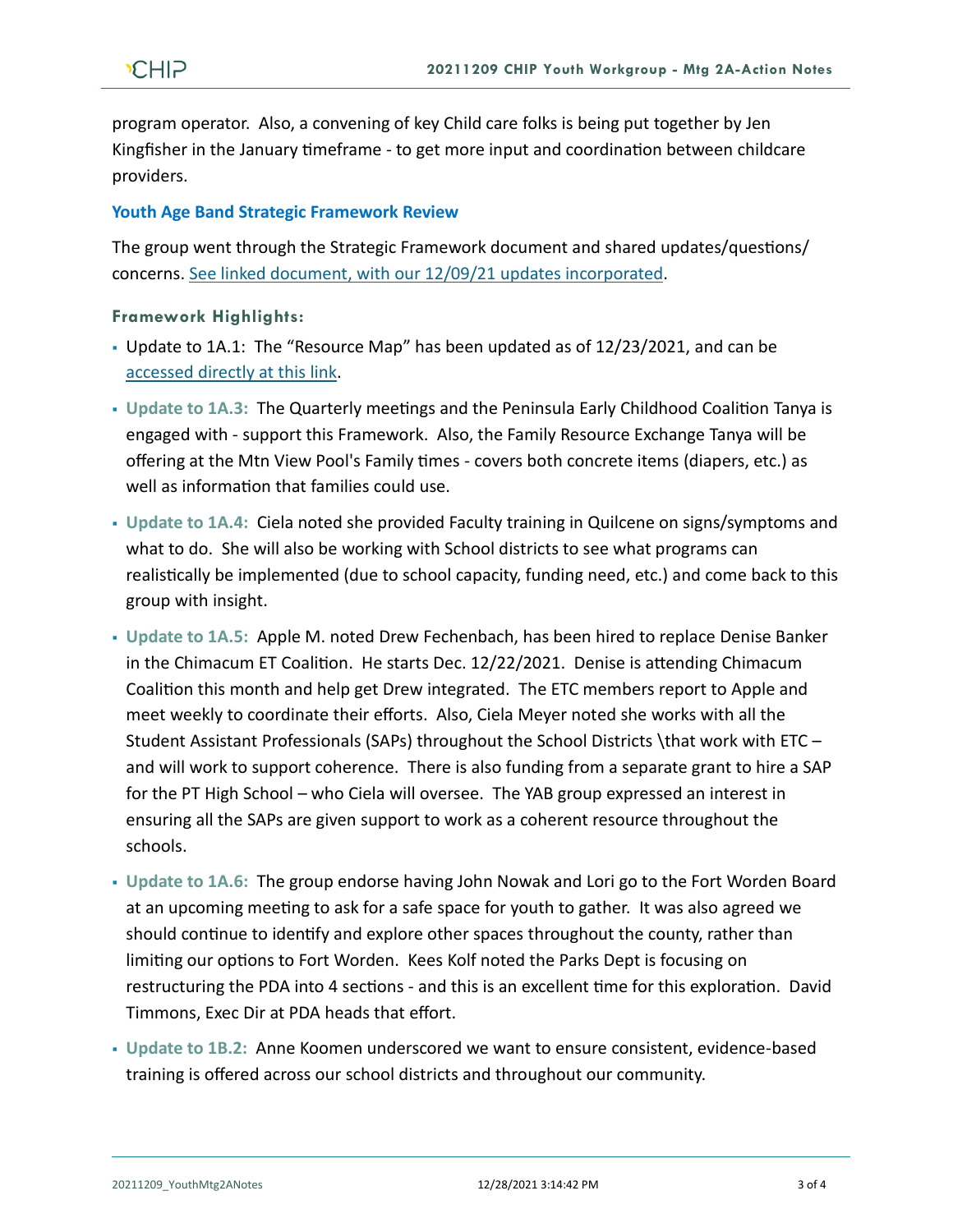program operator. Also, a convening of key Child care folks is being put together by Jen Kingfisher in the January timeframe - to get more input and coordination between childcare providers.

## Youth Age Band Strategic Framework Review

The group went through the Strategic Framework document and shared updates/questions/concerns. See linked document, with our 12/09/21 updates incorporated.

### Framework Highlights:

- Update to 1A.1: The "Resource Map" has been updated as of 12/23/2021, and can be accessed directly at this link.
- **Update to 1A.3:** The Quarterly meetings and the Peninsula Early Childhood Coalition Tanya is engaged with - support this Framework. Also, the Family Resource Exchange Tanya will be offering at the Mtn View Pool's Family times - covers both concrete items (diapers, etc.) as well as information that families could use.
- **Update to 1A.4:** Ciela noted she provided Faculty training in Quilcene on signs/symptoms and what to do. She will also be working with School districts to see what programs can realistically be implemented (due to school capacity, funding need, etc.) and come back to this group with insight.
- **Update to 1A.5:** Apple M. noted Drew Fechenbach, has been hired to replace Denise Banker in the Chimacum ET Coalition. He starts Dec. 12/22/2021. Denise is attending Chimacum Coalition this month and help get Drew integrated. The ETC members report to Apple and meet weekly to coordinate their efforts. Also, Ciela Meyer noted she works with all the Student Assistant Professionals (SAPs) throughout the School Districts \that work with ETC – and will work to support coherence. There is also funding from a separate grant to hire a SAP for the PT High School – who Ciela will oversee. The YAB group expressed an interest in ensuring all the SAPs are given support to work as a coherent resource throughout the schools.
- **Update to 1A.6:** The group endorse having John Nowak and Lori go to the Fort Worden Board at an upcoming meeting to ask for a safe space for youth to gather. It was also agreed we should continue to identify and explore other spaces throughout the county, rather than limiting our options to Fort Worden. Kees Kolf noted the Parks Dept is focusing on restructuring the PDA into 4 sections - and this is an excellent time for this exploration. David Timmons, Exec Dir at PDA heads that effort.
- **Update to 1B.2:** Anne Koomen underscored we want to ensure consistent, evidence-based training is offered across our school districts and throughout our community.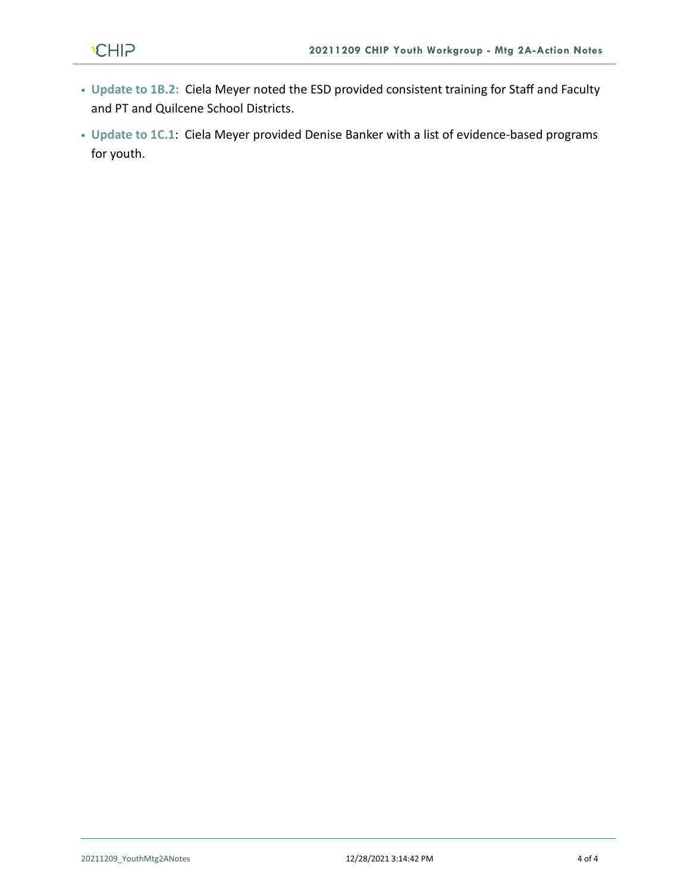- **Update to 1B.2:** Ciela Meyer noted the ESD provided consistent training for Staff and Faculty and PT and Quilcene School Districts.
- **Update to 1C.1**: Ciela Meyer provided Denise Banker with a list of evidence-based programs for youth.